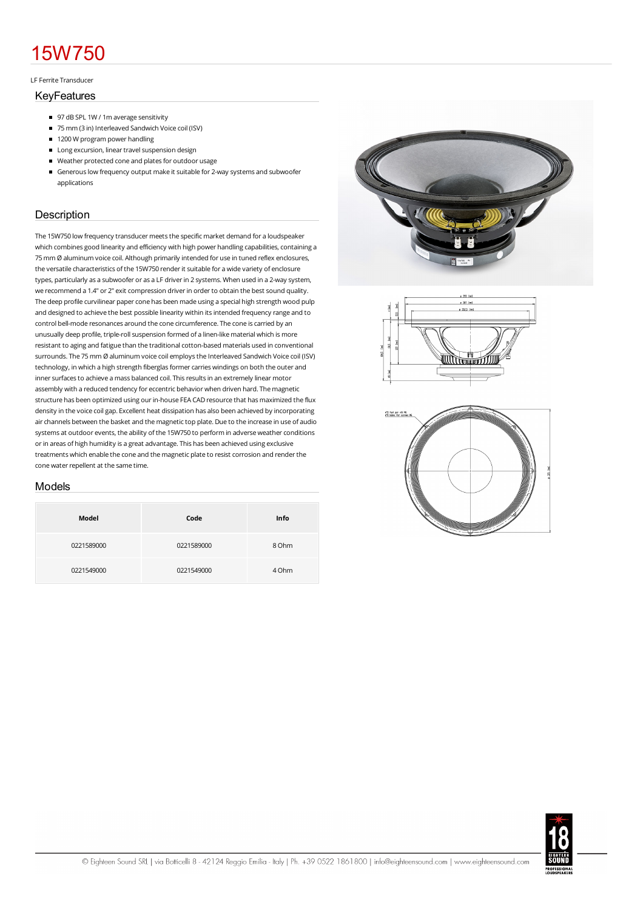# 15W750

LF Ferrite Transducer

## KeyFeatures

- 97 dB SPL 1W / 1m average sensitivity
- 75 mm (3 in) Interleaved Sandwich Voice coil (ISV)
- 1200 W program power handling
- Long excursion, linear travel suspension design
- Weather protected cone and plates for outdoor usage
- Generous low frequency output make it suitable for 2-way systems and subwoofer applications

## Description

The 15W750 low frequency transducer meets the specific market demand for a loudspeaker which combines good linearity and efficiency with high power handling capabilities, containing a 75 mm Ø aluminum voice coil. Although primarily intended for use in tuned reflex enclosures, the versatile characteristics of the 15W750 render it suitable for a wide variety of enclosure types, particularly as a subwoofer or as a LF driver in 2 systems. When used in a 2-way system, we recommend a 1.4" or 2" exit compression driver in order to obtain the best sound quality. The deep profile curvilinear paper cone has been made using a special high strength wood pulp and designed to achieve the best possible linearity within its intended frequency range and to control bell-mode resonances around the cone circumference. The cone is carried by an unusually deep profile, triple-roll suspension formed of a linen-like material which is more resistant to aging and fatigue than the traditional cotton-based materials used in conventional surrounds. The 75 mm Ø aluminum voice coil employs the Interleaved Sandwich Voice coil (ISV) technology, in which a high strength fiberglas former carries windings on both the outer and inner surfaces to achieve a mass balanced coil. This results in an extremely linear motor assembly with a reduced tendency for eccentric behavior when driven hard. The magnetic structure has been optimized using our in-house FEA CAD resource that has maximized the flux density in the voice coil gap. Excellent heat dissipation has also been achieved by incorporating air channels between the basket and the magnetic top plate. Due to the increase in use of audio systems at outdoor events, the ability of the 15W750 to perform in adverse weather conditions or in areas of high humidity is a great advantage. This has been achieved using exclusive treatments which enable the cone and the magnetic plate to resist corrosion and render the cone water repellent at the same time.

## Models

| Model | Code | Info |
|---|---|---|
| 0221589000 | 0221589000 | 8 Ohm |
| 0221549000 | 0221549000 | 4 Ohm |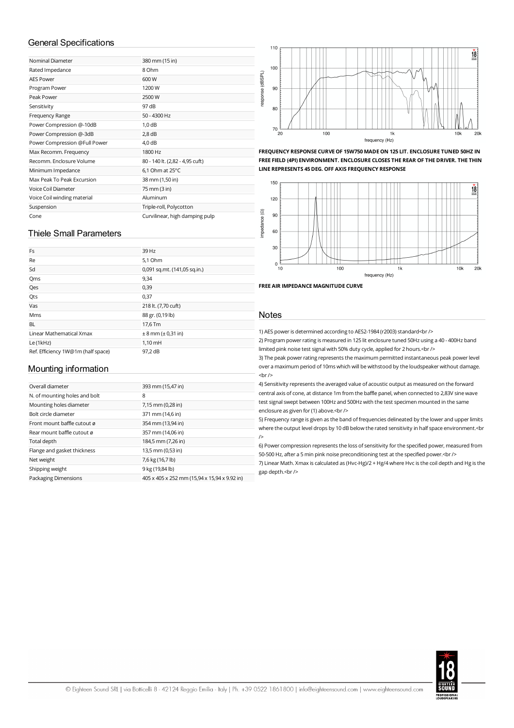## General Specifications

| | |
|---|---|
| Nominal Diameter | 380 mm (15 in) |
| Rated Impedance | 8 Ohm |
| AES Power | 600 W |
| Program Power | 1200 W |
| Peak Power | 2500 W |
| Sensitivity | 97 dB |
| Frequency Range | 50 - 4300 Hz |
| Power Compression @-10dB | 1,0 dB |
| Power Compression @-3dB | 2,8 dB |
| Power Compression @Full Power | 4,0 dB |
| Max Recomm. Frequency | 1800 Hz |
| Recomm. Enclosure Volume | 80 - 140 lt. (2,82 - 4,95 cuft) |
| Minimum Impedance | 6,1 Ohm at 25°C |
| Max Peak To Peak Excursion | 38 mm (1,50 in) |
| Voice Coil Diameter | 75 mm (3 in) |
| Voice Coil winding material | Aluminum |
| Suspension | Triple-roll, Polycotton |
| Cone | Curvilinear, high damping pulp |

## Thiele Small Parameters

| | |
|---|---|
| Fs | 39 Hz |
| Re | 5,1 Ohm |
| Sd | 0,091 sq.mt. (141,05 sq.in.) |
| Qms | 9,34 |
| Qes | 0,39 |
| Qts | 0,37 |
| Vas | 218 lt. (7,70 cuft) |
| Mms | 88 gr. (0,19 lb) |
| BL | 17,6 Tm |
| Linear Mathematical Xmax | ± 8 mm (± 0,31 in) |
| Le (1kHz) | 1,10 mH |
| Ref. Efficiency 1W@1m (half space) | 97,2 dB |

## Mounting information

| | |
|---|---|
| Overall diameter | 393 mm (15,47 in) |
| N. of mounting holes and bolt | 8 |
| Mounting holes diameter | 7,15 mm (0,28 in) |
| Bolt circle diameter | 371 mm (14,6 in) |
| Front mount baffle cutout ø | 354 mm (13,94 in) |
| Rear mount baffle cutout ø | 357 mm (14,06 in) |
| Total depth | 184,5 mm (7,26 in) |
| Flange and gasket thickness | 13,5 mm (0,53 in) |
| Net weight | 7,6 kg (16,7 lb) |
| Shipping weight | 9 kg (19,84 lb) |
| Packaging Dimensions | 405 x 405 x 252 mm (15,94 x 15,94 x 9.92 in) |

response (dBSPL)
110
100
90
80
70
20
100
1k
10k
20k
frequency (Hz)

**FREQUENCY RESPONSE CURVE OF 15W750 MADE ON 125 LIT. ENCLOSURE TUNED 50HZ IN FREE FIELD (4PI) ENVIRONMENT. ENCLOSURE CLOSES THE REAR OF THE DRIVER. THE THIN LINE REPRESENTS 45 DEG. OFF AXIS FREQUENCY RESPONSE**

impedance (Ω)
150
120
90
60
30
0
10
100
1k
10k
20k
frequency (Hz)

**FREE AIR IMPEDANCE MAGNITUDE CURVE**

## Notes

1) AES power is determined according to AES2-1984 (r2003) standard<br />
2) Program power rating is measured in 125 lit enclosure tuned 50Hz using a 40 - 400Hz band limited pink noise test signal with 50% duty cycle, applied for 2 hours.<br />
3) The peak power rating represents the maximum permitted instantaneous peak power level over a maximum period of 10ms which will be withstood by the loudspeaker without damage.<br />
4) Sensitivity represents the averaged value of acoustic output as measured on the forward central axis of cone, at distance 1m from the baffle panel, when connected to 2,83V sine wave test signal swept between 100Hz and 500Hz with the test specimen mounted in the same enclosure as given for (1) above.<br />
5) Frequency range is given as the band of frequencies delineated by the lower and upper limits where the output level drops by 10 dB below the rated sensitivity in half space environment.<br />
6) Power compression represents the loss of sensitivity for the specified power, measured from 50-500 Hz, after a 5 min pink noise preconditioning test at the specified power.<br />
7) Linear Math. Xmax is calculated as (Hvc-Hg)/2 + Hg/4 where Hvc is the coil depth and Hg is the gap depth.<br />